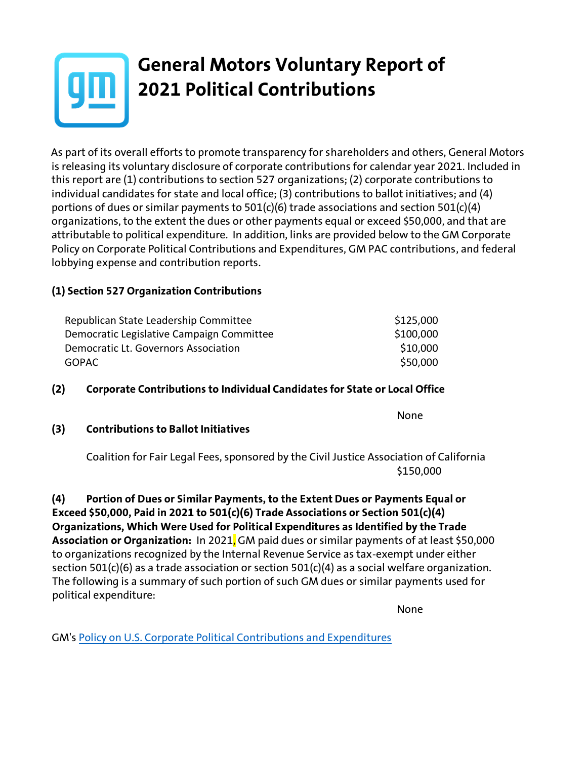# General Motors Voluntary Report of 2021 Political Contributions

As part of its overall efforts to promote transparency for shareholders and others, General Motors is releasing its voluntary disclosure of corporate contributions for calendar year 2021. Included in this report are (1) contributions to section 527 organizations; (2) corporate contributions to individual candidates for state and local office; (3) contributions to ballot initiatives; and (4) portions of dues or similar payments to 501(c)(6) trade associations and section 501(c)(4) organizations, to the extent the dues or other payments equal or exceed $50,000, and that are attributable to political expenditure. In addition, links are provided below to the GM Corporate Policy on Corporate Political Contributions and Expenditures, GM PAC contributions, and federal lobbying expense and contribution reports.

**(1) Section 527 Organization Contributions**

| | |
|---|---|
| Republican State Leadership Committee | $125,000 |
| Democratic Legislative Campaign Committee | $100,000 |
| Democratic Lt. Governors Association | $10,000 |
| GOPAC | $50,000 |

**(2) Corporate Contributions to Individual Candidates for State or Local Office**

None

**(3) Contributions to Ballot Initiatives**

Coalition for Fair Legal Fees, sponsored by the Civil Justice Association of California $150,000

**(4) Portion of Dues or Similar Payments, to the Extent Dues or Payments Equal or Exceed $50,000, Paid in 2021 to 501(c)(6) Trade Associations or Section 501(c)(4) Organizations, Which Were Used for Political Expenditures as Identified by the Trade Association or Organization:** In 2021, GM paid dues or similar payments of at least $50,000 to organizations recognized by the Internal Revenue Service as tax-exempt under either section 501(c)(6) as a trade association or section 501(c)(4) as a social welfare organization. The following is a summary of such portion of such GM dues or similar payments used for political expenditure:

None

GM's Policy on U.S. Corporate Political Contributions and Expenditures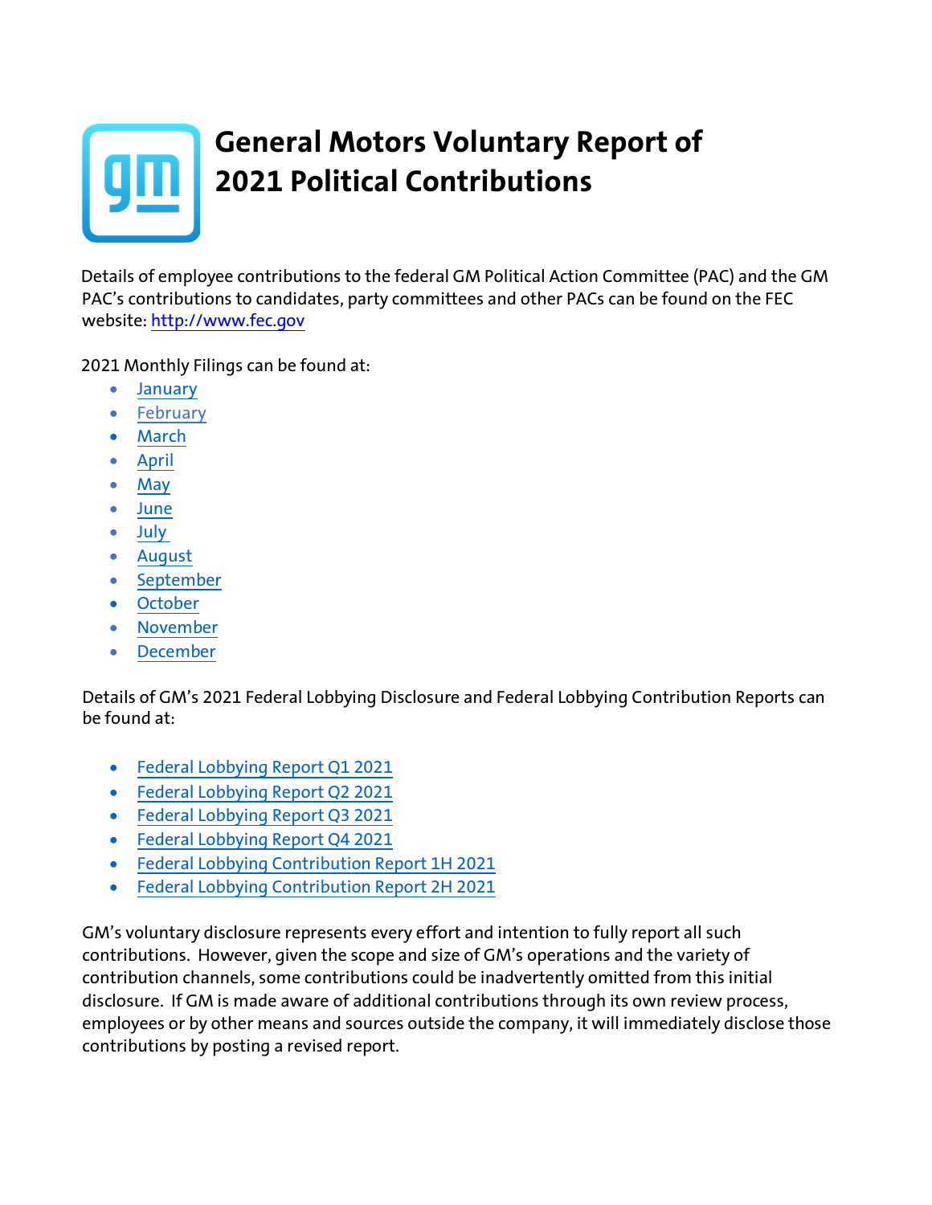# General Motors Voluntary Report of 2021 Political Contributions

Details of employee contributions to the federal GM Political Action Committee (PAC) and the GM PAC's contributions to candidates, party committees and other PACs can be found on the FEC website: http://www.fec.gov

2021 Monthly Filings can be found at:

- January
- February
- March
- April
- May
- June
- July
- August
- September
- October
- November
- December

Details of GM's 2021 Federal Lobbying Disclosure and Federal Lobbying Contribution Reports can be found at:

- Federal Lobbying Report Q1 2021
- Federal Lobbying Report Q2 2021
- Federal Lobbying Report Q3 2021
- Federal Lobbying Report Q4 2021
- Federal Lobbying Contribution Report 1H 2021
- Federal Lobbying Contribution Report 2H 2021

GM's voluntary disclosure represents every effort and intention to fully report all such contributions. However, given the scope and size of GM's operations and the variety of contribution channels, some contributions could be inadvertently omitted from this initial disclosure. If GM is made aware of additional contributions through its own review process, employees or by other means and sources outside the company, it will immediately disclose those contributions by posting a revised report.